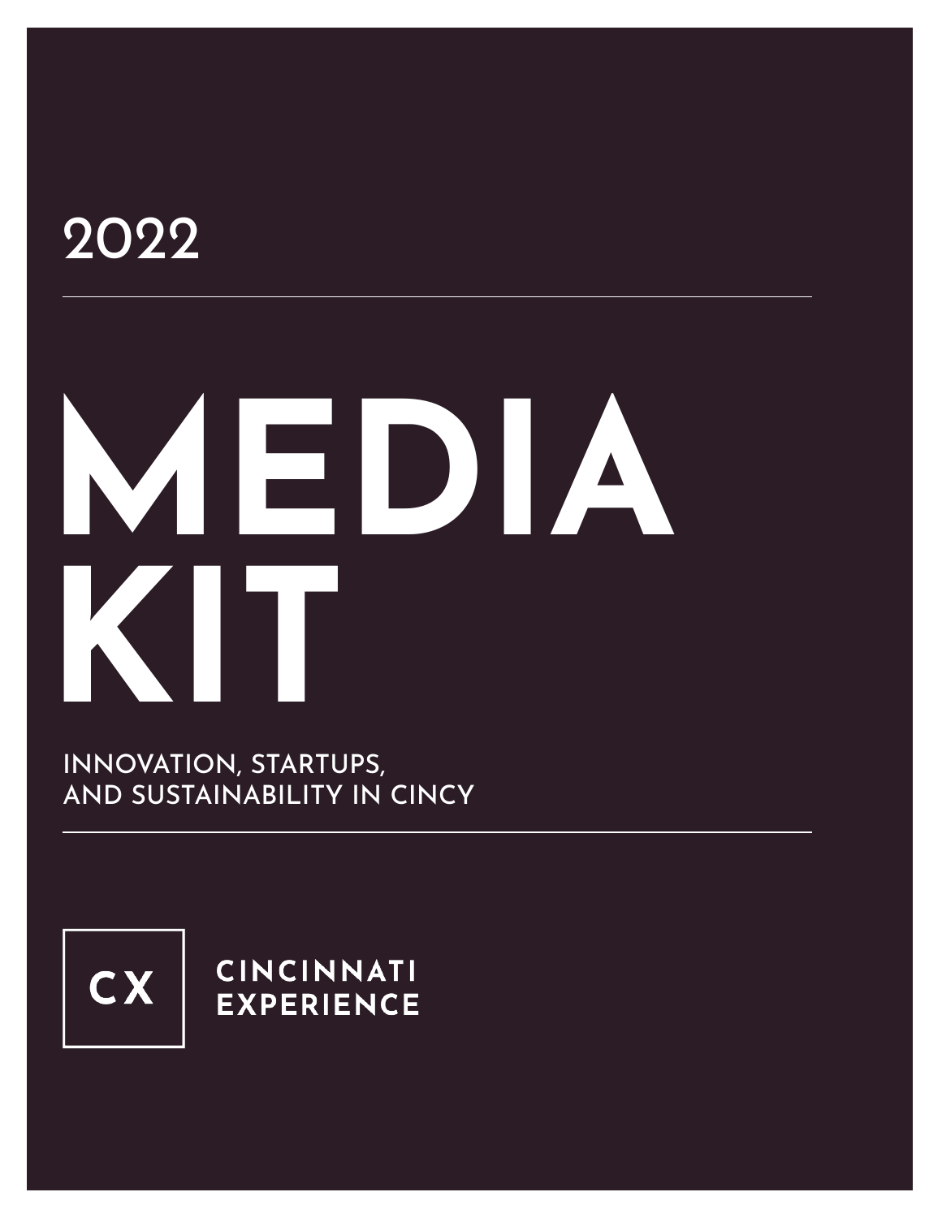2022

# MEDIA KIT

INNOVATION, STARTUPS, AND SUSTAINABILITY IN CINCY

CX

CINCINNATI EXPERIENCE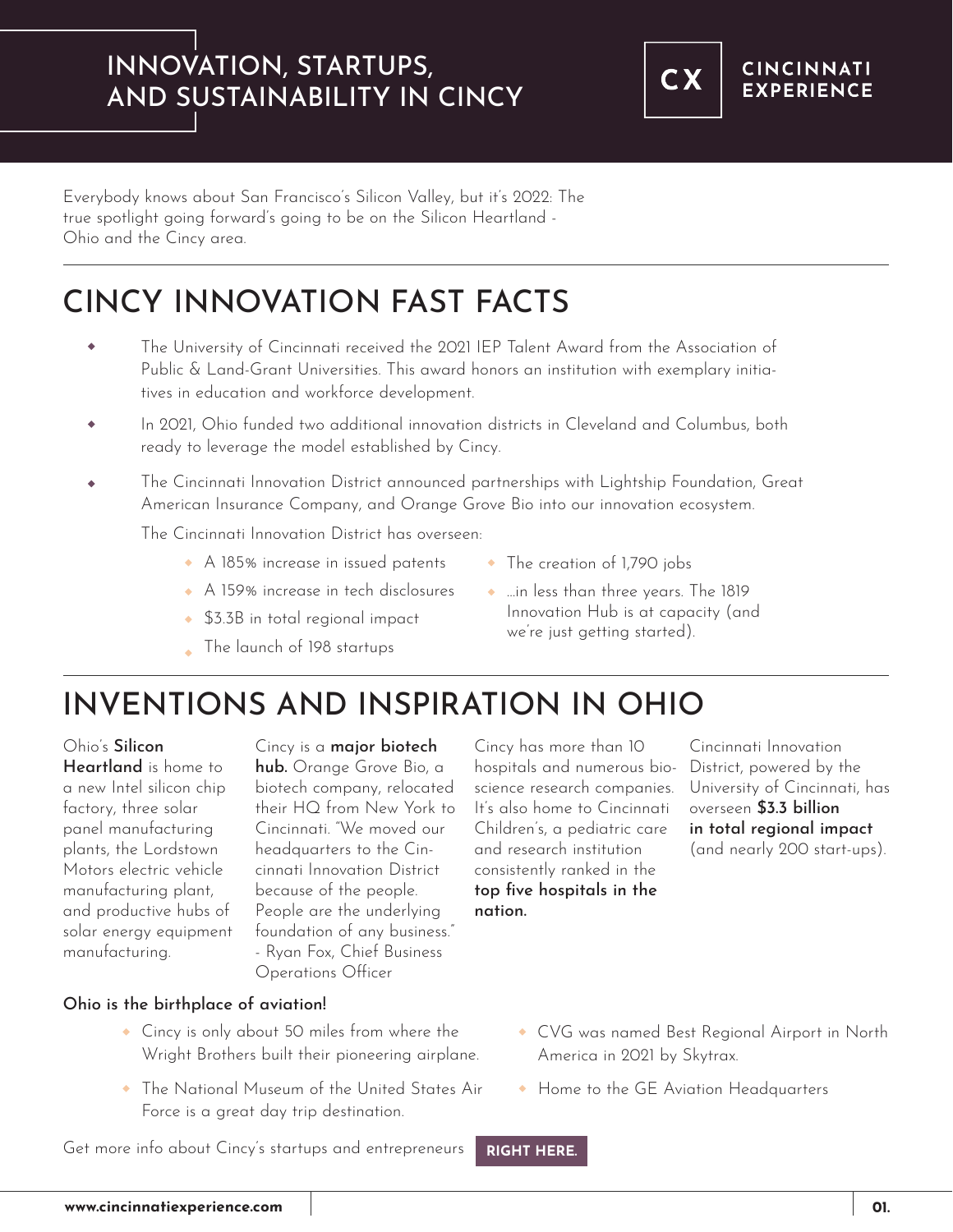# INNOVATION, STARTUPS, AND SUSTAINABILITY IN CINCY

CX CINCINNATI EXPERIENCE

Everybody knows about San Francisco's Silicon Valley, but it's 2022: The true spotlight going forward's going to be on the Silicon Heartland - Ohio and the Cincy area.

## CINCY INNOVATION FAST FACTS

- The University of Cincinnati received the 2021 IEP Talent Award from the Association of Public & Land-Grant Universities. This award honors an institution with exemplary initiatives in education and workforce development.
- In 2021, Ohio funded two additional innovation districts in Cleveland and Columbus, both ready to leverage the model established by Cincy.
- The Cincinnati Innovation District announced partnerships with Lightship Foundation, Great American Insurance Company, and Orange Grove Bio into our innovation ecosystem.

  The Cincinnati Innovation District has overseen:

  - A 185% increase in issued patents
  - A 159% increase in tech disclosures
  - $3.3B in total regional impact
  - The launch of 198 startups
  - The creation of 1,790 jobs
  - ...in less than three years. The 1819 Innovation Hub is at capacity (and we're just getting started).

## INVENTIONS AND INSPIRATION IN OHIO

Ohio's **Silicon Heartland** is home to a new Intel silicon chip factory, three solar panel manufacturing plants, the Lordstown Motors electric vehicle manufacturing plant, and productive hubs of solar energy equipment manufacturing.

Cincy is a **major biotech hub.** Orange Grove Bio, a biotech company, relocated their HQ from New York to Cincinnati. "We moved our headquarters to the Cincinnati Innovation District because of the people. People are the underlying foundation of any business." - Ryan Fox, Chief Business Operations Officer

Cincy has more than 10 hospitals and numerous bioscience research companies. It's also home to Cincinnati Children's, a pediatric care and research institution consistently ranked in the **top five hospitals in the nation.**

Cincinnati Innovation District, powered by the University of Cincinnati, has overseen **$3.3 billion in total regional impact** (and nearly 200 start-ups).

**Ohio is the birthplace of aviation!**

- Cincy is only about 50 miles from where the Wright Brothers built their pioneering airplane.
- The National Museum of the United States Air Force is a great day trip destination.
- CVG was named Best Regional Airport in North America in 2021 by Skytrax.
- Home to the GE Aviation Headquarters

Get more info about Cincy's startups and entrepreneurs **RIGHT HERE.**

www.cincinnatiexperience.com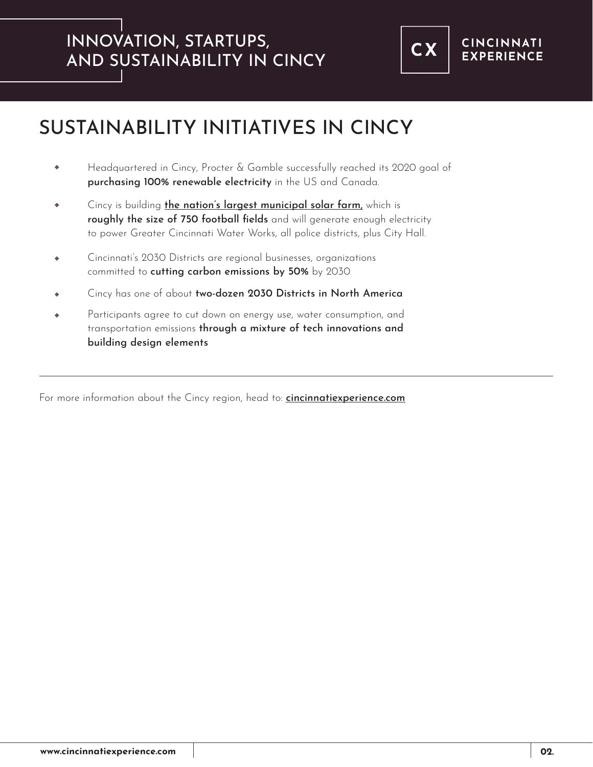## SUSTAINABILITY INITIATIVES IN CINCY

- Headquartered in Cincy, Procter & Gamble successfully reached its 2020 goal of **purchasing 100% renewable electricity** in the US and Canada.
- Cincy is building **the nation's largest municipal solar farm,** which is **roughly the size of 750 football fields** and will generate enough electricity to power Greater Cincinnati Water Works, all police districts, plus City Hall.
- Cincinnati's 2030 Districts are regional businesses, organizations committed to **cutting carbon emissions by 50%** by 2030
- Cincy has one of about **two-dozen 2030 Districts in North America**
- Participants agree to cut down on energy use, water consumption, and transportation emissions **through a mixture of tech innovations and building design elements**

---

For more information about the Cincy region, head to: **cincinnatiexperience.com**